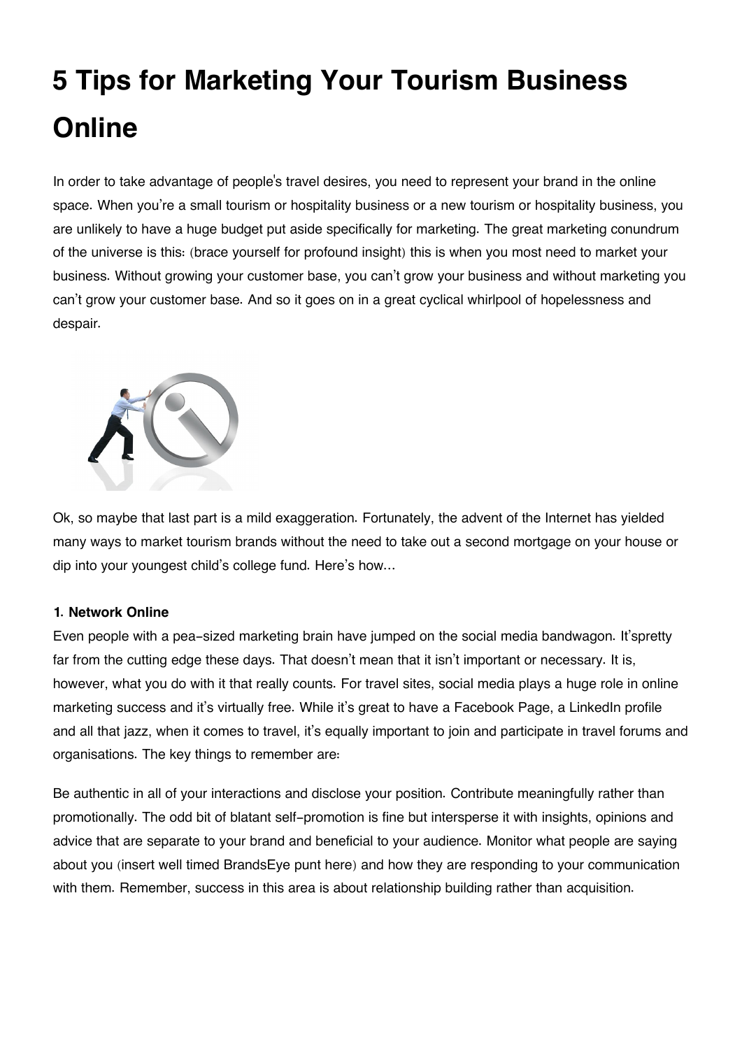# 5 Tips for Marketing Your Tourism Business Online

In order to take advantage of people's travel desires, you need to represent your brand in the online space. When you're a small tourism or hospitality business or a new tourism or hospitality business, you are unlikely to have a huge budget put aside specifically for marketing. The great marketing conundrum of the universe is this: (brace yourself for profound insight) this is when you most need to market your business. Without growing your customer base, you can't grow your business and without marketing you can't grow your customer base. And so it goes on in a great cyclical whirlpool of hopelessness and despair.

Ok, so maybe that last part is a mild exaggeration. Fortunately, the advent of the Internet has yielded many ways to market tourism brands without the need to take out a second mortgage on your house or dip into your youngest child's college fund. Here's how...

**1. Network Online**

Even people with a pea-sized marketing brain have jumped on the social media bandwagon. It'spretty far from the cutting edge these days. That doesn't mean that it isn't important or necessary. It is, however, what you do with it that really counts. For travel sites, social media plays a huge role in online marketing success and it's virtually free. While it's great to have a Facebook Page, a LinkedIn profile and all that jazz, when it comes to travel, it's equally important to join and participate in travel forums and organisations. The key things to remember are:

Be authentic in all of your interactions and disclose your position. Contribute meaningfully rather than promotionally. The odd bit of blatant self-promotion is fine but intersperse it with insights, opinions and advice that are separate to your brand and beneficial to your audience. Monitor what people are saying about you (insert well timed BrandsEye punt here) and how they are responding to your communication with them. Remember, success in this area is about relationship building rather than acquisition.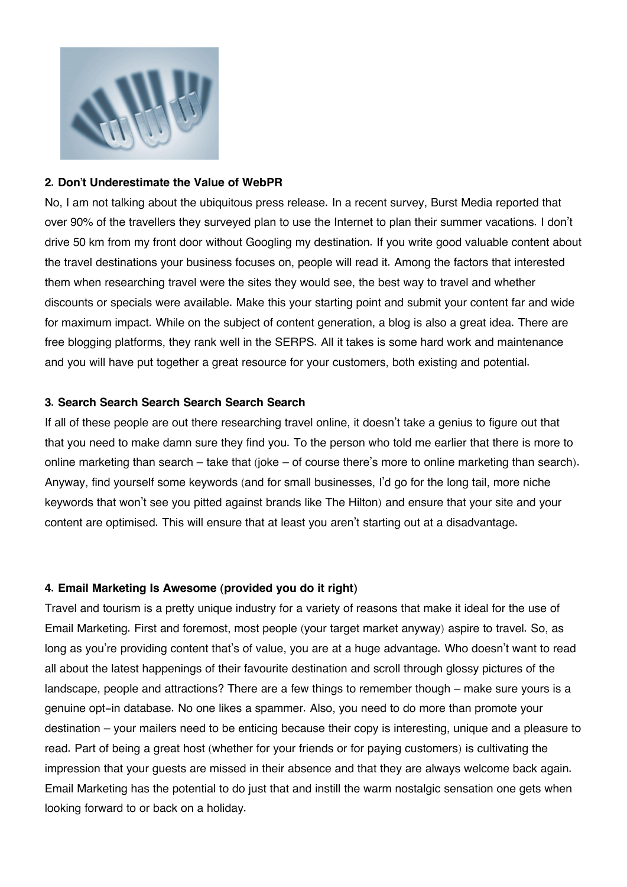**2. Don't Underestimate the Value of WebPR**

No, I am not talking about the ubiquitous press release. In a recent survey, Burst Media reported that over 90% of the travellers they surveyed plan to use the Internet to plan their summer vacations. I don't drive 50 km from my front door without Googling my destination. If you write good valuable content about the travel destinations your business focuses on, people will read it. Among the factors that interested them when researching travel were the sites they would see, the best way to travel and whether discounts or specials were available. Make this your starting point and submit your content far and wide for maximum impact. While on the subject of content generation, a blog is also a great idea. There are free blogging platforms, they rank well in the SERPS. All it takes is some hard work and maintenance and you will have put together a great resource for your customers, both existing and potential.

**3. Search Search Search Search Search Search**

If all of these people are out there researching travel online, it doesn't take a genius to figure out that that you need to make damn sure they find you. To the person who told me earlier that there is more to online marketing than search – take that (joke – of course there's more to online marketing than search). Anyway, find yourself some keywords (and for small businesses, I'd go for the long tail, more niche keywords that won't see you pitted against brands like The Hilton) and ensure that your site and your content are optimised. This will ensure that at least you aren't starting out at a disadvantage.

**4. Email Marketing Is Awesome (provided you do it right)**

Travel and tourism is a pretty unique industry for a variety of reasons that make it ideal for the use of Email Marketing. First and foremost, most people (your target market anyway) aspire to travel. So, as long as you're providing content that's of value, you are at a huge advantage. Who doesn't want to read all about the latest happenings of their favourite destination and scroll through glossy pictures of the landscape, people and attractions? There are a few things to remember though – make sure yours is a genuine opt-in database. No one likes a spammer. Also, you need to do more than promote your destination – your mailers need to be enticing because their copy is interesting, unique and a pleasure to read. Part of being a great host (whether for your friends or for paying customers) is cultivating the impression that your guests are missed in their absence and that they are always welcome back again. Email Marketing has the potential to do just that and instill the warm nostalgic sensation one gets when looking forward to or back on a holiday.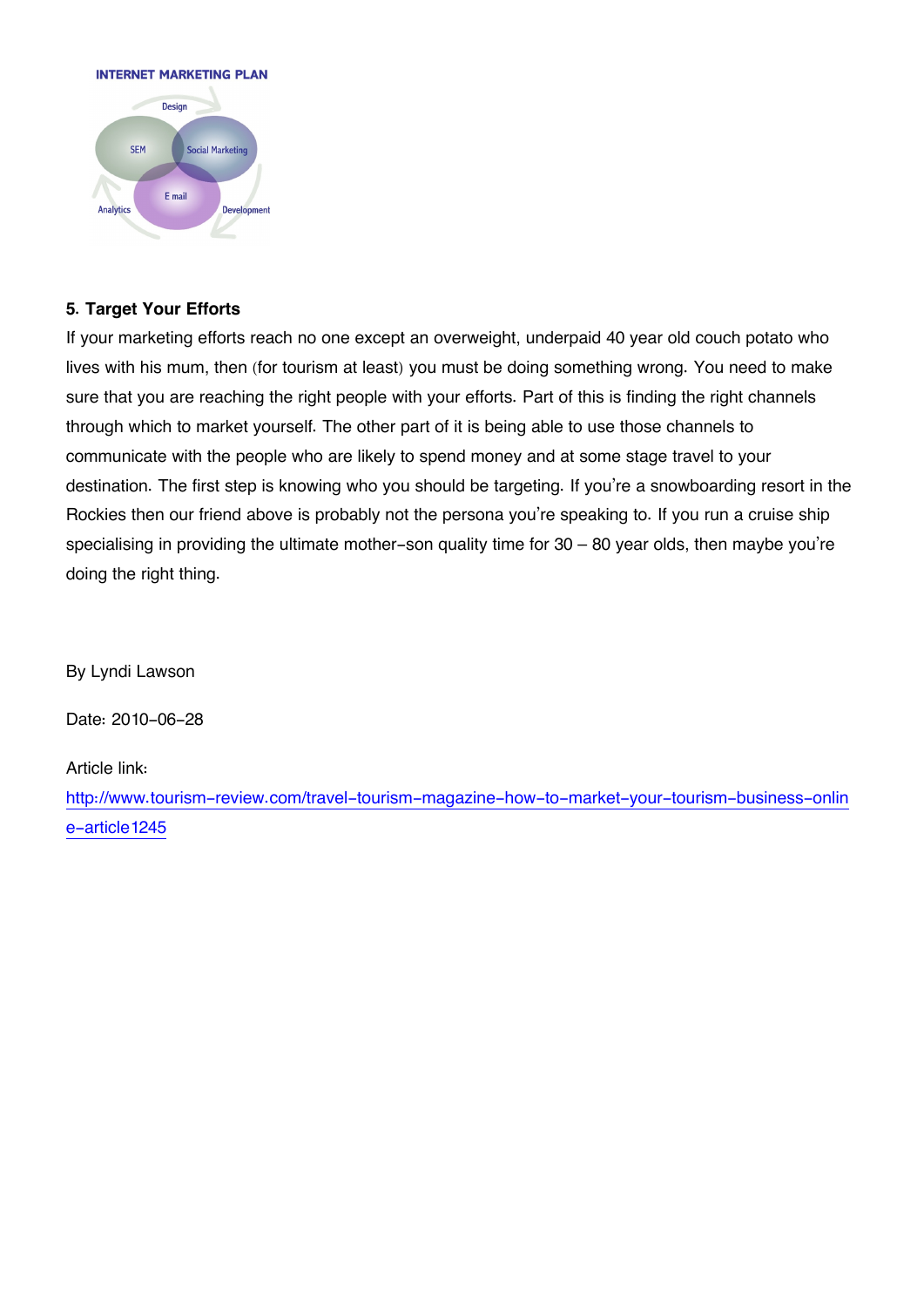INTERNET MARKETING PLAN

Design

SEM

Social Marketing

E mail

Analytics

Development

**5. Target Your Efforts**

If your marketing efforts reach no one except an overweight, underpaid 40 year old couch potato who lives with his mum, then (for tourism at least) you must be doing something wrong. You need to make sure that you are reaching the right people with your efforts. Part of this is finding the right channels through which to market yourself. The other part of it is being able to use those channels to communicate with the people who are likely to spend money and at some stage travel to your destination. The first step is knowing who you should be targeting. If you're a snowboarding resort in the Rockies then our friend above is probably not the persona you're speaking to. If you run a cruise ship specialising in providing the ultimate mother-son quality time for 30 – 80 year olds, then maybe you're doing the right thing.

By Lyndi Lawson

Date: 2010-06-28

Article link:
[http://www.tourism-review.com/travel-tourism-magazine-how-to-market-your-tourism-business-online-article1245](http://www.tourism-review.com/travel-tourism-magazine-how-to-market-your-tourism-business-online-article1245)